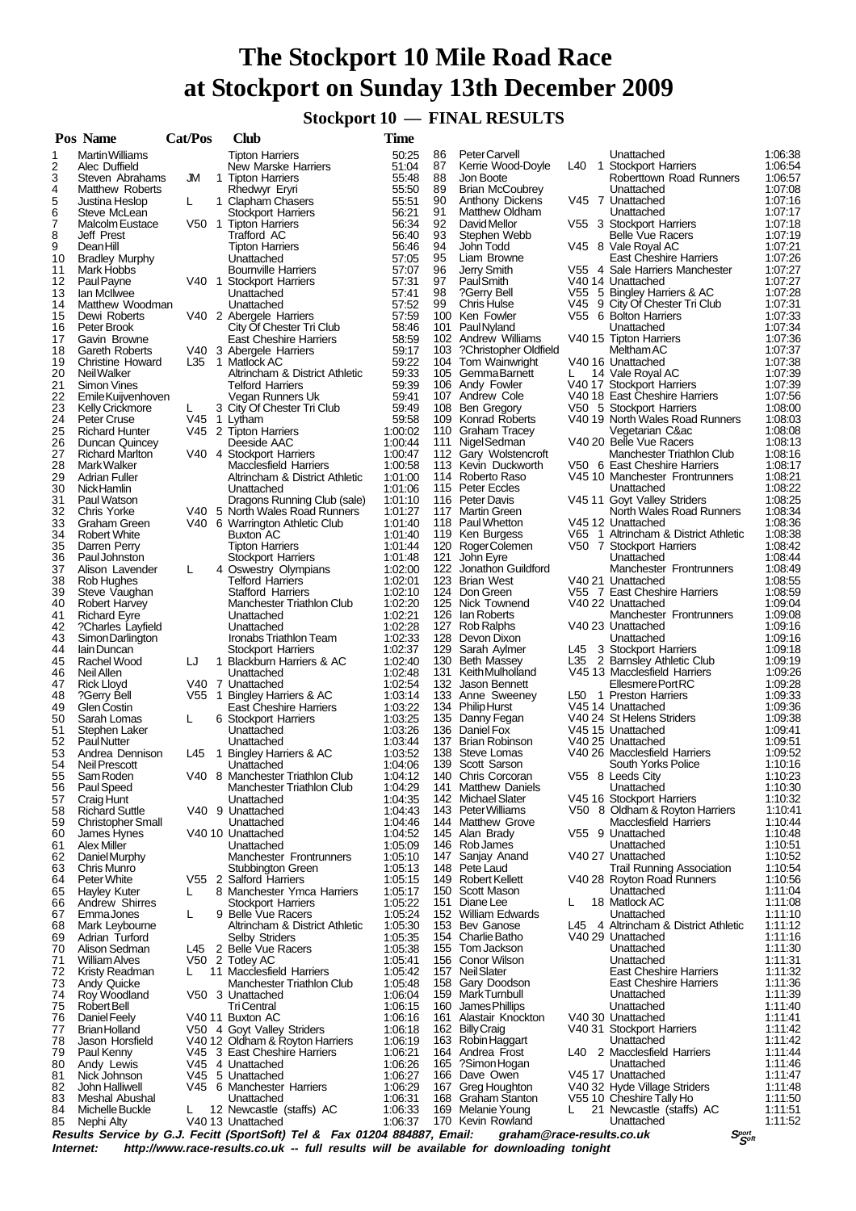# The Stockport 10 Mile Road Race at Stockport on Sunday 13th December 2009

## Stockport 10 — FINAL RESULTS

| Pos | Name | Cat/Pos | Club | Time |
|---|---|---|---|---|
| 1 | Martin Williams | | Tipton Harriers | 50:25 |
| 2 | Alec Duffield | | New Marske Harriers | 51:04 |
| 3 | Steven Abrahams | JM 1 | Tipton Harriers | 55:48 |
| 4 | Matthew Roberts | | Rhedwyr Eryri | 55:50 |
| 5 | Justina Heslop | L 1 | Clapham Chasers | 55:51 |
| 6 | Steve McLean | | Stockport Harriers | 56:21 |
| 7 | Malcolm Eustace | V50 1 | Tipton Harriers | 56:34 |
| 8 | Jeff Prest | | Trafford AC | 56:40 |
| 9 | Dean Hill | | Tipton Harriers | 56:46 |
| 10 | Bradley Murphy | | Unattached | 57:05 |
| 11 | Mark Hobbs | | Bournville Harriers | 57:07 |
| 12 | Paul Payne | V40 1 | Stockport Harriers | 57:31 |
| 13 | Ian McIlwee | | Unattached | 57:41 |
| 14 | Matthew Woodman | | Unattached | 57:52 |
| 15 | Dewi Roberts | V40 2 | Abergele Harriers | 57:59 |
| 16 | Peter Brook | | City Of Chester Tri Club | 58:46 |
| 17 | Gavin Browne | | East Cheshire Harriers | 58:59 |
| 18 | Gareth Roberts | V40 3 | Abergele Harriers | 59:17 |
| 19 | Christine Howard | L35 1 | Matlock AC | 59:22 |
| 20 | Neil Walker | | Altrincham & District Athletic | 59:33 |
| 21 | Simon Vines | | Telford Harriers | 59:39 |
| 22 | Emile Kuijvenhoven | | Vegan Runners Uk | 59:41 |
| 23 | Kelly Crickmore | L 3 | City Of Chester Tri Club | 59:49 |
| 24 | Peter Cruse | V45 1 | Lytham | 59:58 |
| 25 | Richard Hunter | V45 2 | Tipton Harriers | 1:00:02 |
| 26 | Duncan Quincey | | Deeside AAC | 1:00:44 |
| 27 | Richard Marlton | V40 4 | Stockport Harriers | 1:00:47 |
| 28 | Mark Walker | | Macclesfield Harriers | 1:00:58 |
| 29 | Adrian Fuller | | Altrincham & District Athletic | 1:01:00 |
| 30 | Nick Hamlin | | Unattached | 1:01:06 |
| 31 | Paul Watson | | Dragons Running Club (sale) | 1:01:10 |
| 32 | Chris Yorke | V40 5 | North Wales Road Runners | 1:01:27 |
| 33 | Graham Green | V40 6 | Warrington Athletic Club | 1:01:40 |
| 34 | Robert White | | Buxton AC | 1:01:40 |
| 35 | Darren Perry | | Tipton Harriers | 1:01:44 |
| 36 | Paul Johnston | | Stockport Harriers | 1:01:48 |
| 37 | Alison Lavender | L 4 | Oswestry Olympians | 1:02:00 |
| 38 | Rob Hughes | | Telford Harriers | 1:02:01 |
| 39 | Steve Vaughan | | Stafford Harriers | 1:02:10 |
| 40 | Robert Harvey | | Manchester Triathlon Club | 1:02:20 |
| 41 | Richard Eyre | | Unattached | 1:02:21 |
| 42 | ?Charles Layfield | | Unattached | 1:02:28 |
| 43 | Simon Darlington | | Ironabs Triathlon Team | 1:02:33 |
| 44 | Iain Duncan | | Stockport Harriers | 1:02:37 |
| 45 | Rachel Wood | LJ 1 | Blackburn Harriers & AC | 1:02:40 |
| 46 | Neil Allen | | Unattached | 1:02:48 |
| 47 | Rick Lloyd | V40 7 | Unattached | 1:02:54 |
| 48 | ?Gerry Bell | V55 1 | Bingley Harriers & AC | 1:03:14 |
| 49 | Glen Costin | | East Cheshire Harriers | 1:03:22 |
| 50 | Sarah Lomas | L 6 | Stockport Harriers | 1:03:25 |
| 51 | Stephen Laker | | Unattached | 1:03:26 |
| 52 | Paul Nutter | | Unattached | 1:03:44 |
| 53 | Andrea Dennison | L45 1 | Bingley Harriers & AC | 1:03:52 |
| 54 | Neil Prescott | | Unattached | 1:04:06 |
| 55 | Sam Roden | V40 8 | Manchester Triathlon Club | 1:04:12 |
| 56 | Paul Speed | | Manchester Triathlon Club | 1:04:29 |
| 57 | Craig Hunt | | Unattached | 1:04:35 |
| 58 | Richard Suttle | V40 9 | Unattached | 1:04:43 |
| 59 | Christopher Small | | Unattached | 1:04:46 |
| 60 | James Hynes | V40 10 | Unattached | 1:04:52 |
| 61 | Alex Miller | | Unattached | 1:05:09 |
| 62 | Daniel Murphy | | Manchester Frontrunners | 1:05:10 |
| 63 | Chris Munro | | Stubbington Green | 1:05:13 |
| 64 | Peter White | V55 2 | Salford Harriers | 1:05:15 |
| 65 | Hayley Kuter | L 8 | Manchester Ymca Harriers | 1:05:17 |
| 66 | Andrew Shirres | | Stockport Harriers | 1:05:22 |
| 67 | Emma Jones | L 9 | Belle Vue Racers | 1:05:24 |
| 68 | Mark Leybourne | | Altrincham & District Athletic | 1:05:30 |
| 69 | Adrian Turford | | Selby Striders | 1:05:35 |
| 70 | Alison Sedman | L45 2 | Belle Vue Racers | 1:05:38 |
| 71 | William Alves | V50 2 | Totley AC | 1:05:41 |
| 72 | Kristy Readman | L 11 | Macclesfield Harriers | 1:05:42 |
| 73 | Andy Quicke | | Manchester Triathlon Club | 1:05:48 |
| 74 | Roy Woodland | V50 3 | Unattached | 1:06:04 |
| 75 | Robert Bell | | Tri Central | 1:06:15 |
| 76 | Daniel Feely | V40 11 | Buxton AC | 1:06:16 |
| 77 | Brian Holland | V50 4 | Goyt Valley Striders | 1:06:18 |
| 78 | Jason Horsfield | V40 12 | Oldham & Royton Harriers | 1:06:19 |
| 79 | Paul Kenny | V45 3 | East Cheshire Harriers | 1:06:21 |
| 80 | Andy Lewis | V45 4 | Unattached | 1:06:26 |
| 81 | Nick Johnson | V45 5 | Unattached | 1:06:27 |
| 82 | John Halliwell | V45 6 | Manchester Harriers | 1:06:29 |
| 83 | Meshal Abushal | | Unattached | 1:06:31 |
| 84 | Michelle Buckle | L 12 | Newcastle (staffs) AC | 1:06:33 |
| 85 | Nephi Alty | V40 13 | Unattached | 1:06:37 |
| 86 | Peter Carvell | | Unattached | 1:06:38 |
| 87 | Kerrie Wood-Doyle | L40 1 | Stockport Harriers | 1:06:54 |
| 88 | Jon Boote | | Roberttown Road Runners | 1:06:57 |
| 89 | Brian McCoubrey | | Unattached | 1:07:08 |
| 90 | Anthony Dickens | V45 7 | Unattached | 1:07:16 |
| 91 | Matthew Oldham | | Unattached | 1:07:17 |
| 92 | David Mellor | V55 3 | Stockport Harriers | 1:07:18 |
| 93 | Stephen Webb | | Belle Vue Racers | 1:07:19 |
| 94 | John Todd | V45 8 | Vale Royal AC | 1:07:21 |
| 95 | Liam Browne | | East Cheshire Harriers | 1:07:26 |
| 96 | Jerry Smith | V55 4 | Sale Harriers Manchester | 1:07:27 |
| 97 | Paul Smith | V40 14 | Unattached | 1:07:27 |
| 98 | ?Gerry Bell | V55 5 | Bingley Harriers & AC | 1:07:28 |
| 99 | Chris Hulse | V45 9 | City Of Chester Tri Club | 1:07:31 |
| 100 | Ken Fowler | V55 6 | Bolton Harriers | 1:07:33 |
| 101 | Paul Nyland | | Unattached | 1:07:34 |
| 102 | Andrew Williams | V40 15 | Tipton Harriers | 1:07:36 |
| 103 | ?Christopher Oldfield | | Meltham AC | 1:07:37 |
| 104 | Tom Wainwright | V40 16 | Unattached | 1:07:38 |
| 105 | Gemma Barnett | L 14 | Vale Royal AC | 1:07:39 |
| 106 | Andy Fowler | V40 17 | Stockport Harriers | 1:07:39 |
| 107 | Andrew Cole | V40 18 | East Cheshire Harriers | 1:07:56 |
| 108 | Ben Gregory | V50 5 | Stockport Harriers | 1:08:00 |
| 109 | Konrad Roberts | V40 19 | North Wales Road Runners | 1:08:03 |
| 110 | Graham Tracey | | Vegetarian C&ac | 1:08:08 |
| 111 | Nigel Sedman | V40 20 | Belle Vue Racers | 1:08:13 |
| 112 | Gary Wolstencroft | | Manchester Triathlon Club | 1:08:16 |
| 113 | Kevin Duckworth | V50 6 | East Cheshire Harriers | 1:08:17 |
| 114 | Roberto Raso | V45 10 | Manchester Frontrunners | 1:08:21 |
| 115 | Peter Eccles | | Unattached | 1:08:22 |
| 116 | Peter Davis | V45 11 | Goyt Valley Striders | 1:08:25 |
| 117 | Martin Green | | North Wales Road Runners | 1:08:34 |
| 118 | Paul Whetton | V45 12 | Unattached | 1:08:36 |
| 119 | Ken Burgess | V65 1 | Altrincham & District Athletic | 1:08:38 |
| 120 | Roger Colemen | V50 7 | Stockport Harriers | 1:08:42 |
| 121 | John Eyre | | Unattached | 1:08:44 |
| 122 | Jonathon Guildford | | Manchester Frontrunners | 1:08:49 |
| 123 | Brian West | V40 21 | Unattached | 1:08:55 |
| 124 | Don Green | V55 7 | East Cheshire Harriers | 1:08:59 |
| 125 | Nick Townend | V40 22 | Unattached | 1:09:04 |
| 126 | Ian Roberts | | Manchester Frontrunners | 1:09:08 |
| 127 | Rob Ralphs | V40 23 | Unattached | 1:09:16 |
| 128 | Devon Dixon | | Unattached | 1:09:16 |
| 129 | Sarah Aylmer | L45 3 | Stockport Harriers | 1:09:18 |
| 130 | Beth Massey | L35 2 | Barnsley Athletic Club | 1:09:19 |
| 131 | Keith Mulholland | V45 13 | Macclesfield Harriers | 1:09:26 |
| 132 | Jason Bennett | | Ellesmere Port RC | 1:09:28 |
| 133 | Anne Sweeney | L50 1 | Preston Harriers | 1:09:33 |
| 134 | Philip Hurst | V45 14 | Unattached | 1:09:36 |
| 135 | Danny Fegan | V40 24 | St Helens Striders | 1:09:38 |
| 136 | Daniel Fox | V45 15 | Unattached | 1:09:41 |
| 137 | Brian Robinson | V40 25 | Unattached | 1:09:51 |
| 138 | Steve Lomas | V40 26 | Macclesfield Harriers | 1:09:52 |
| 139 | Scott Sarson | | South Yorks Police | 1:10:16 |
| 140 | Chris Corcoran | V55 8 | Leeds City | 1:10:23 |
| 141 | Matthew Daniels | | Unattached | 1:10:30 |
| 142 | Michael Slater | V45 16 | Stockport Harriers | 1:10:32 |
| 143 | Peter Williams | V50 8 | Oldham & Royton Harriers | 1:10:41 |
| 144 | Matthew Grove | | Macclesfield Harriers | 1:10:44 |
| 145 | Alan Brady | V55 9 | Unattached | 1:10:48 |
| 146 | Rob James | | Unattached | 1:10:51 |
| 147 | Sanjay Anand | V40 27 | Unattached | 1:10:52 |
| 148 | Pete Laud | | Trail Running Association | 1:10:54 |
| 149 | Robert Kellett | V40 28 | Royton Road Runners | 1:10:56 |
| 150 | Scott Mason | | Unattached | 1:11:04 |
| 151 | Diane Lee | L 18 | Matlock AC | 1:11:08 |
| 152 | William Edwards | | Unattached | 1:11:10 |
| 153 | Bev Ganose | L45 4 | Altrincham & District Athletic | 1:11:12 |
| 154 | Charlie Batho | V40 29 | Unattached | 1:11:16 |
| 155 | Tom Jackson | | Unattached | 1:11:30 |
| 156 | Conor Wilson | | Unattached | 1:11:31 |
| 157 | Neil Slater | | East Cheshire Harriers | 1:11:32 |
| 158 | Gary Doodson | | East Cheshire Harriers | 1:11:36 |
| 159 | Mark Turnbull | | Unattached | 1:11:39 |
| 160 | James Phillips | | Unattached | 1:11:40 |
| 161 | Alastair Knockton | V40 30 | Unattached | 1:11:41 |
| 162 | Billy Craig | V40 31 | Stockport Harriers | 1:11:42 |
| 163 | Robin Haggart | | Unattached | 1:11:42 |
| 164 | Andrea Frost | L40 2 | Macclesfield Harriers | 1:11:44 |
| 165 | ?Simon Hogan | | Unattached | 1:11:46 |
| 166 | Dave Owen | V45 17 | Unattached | 1:11:47 |
| 167 | Greg Houghton | V40 32 | Hyde Village Striders | 1:11:48 |
| 168 | Graham Stanton | V55 10 | Cheshire Tally Ho | 1:11:50 |
| 169 | Melanie Young | L 21 | Newcastle (staffs) AC | 1:11:51 |
| 170 | Kevin Rowland | | Unattached | 1:11:52 |

***Results Service by G.J. Fecitt (SportSoft) Tel & Fax 01204 884887, Email: graham@race-results.co.uk***

***Internet: http://www.race-results.co.uk -- full results will be available for downloading tonight***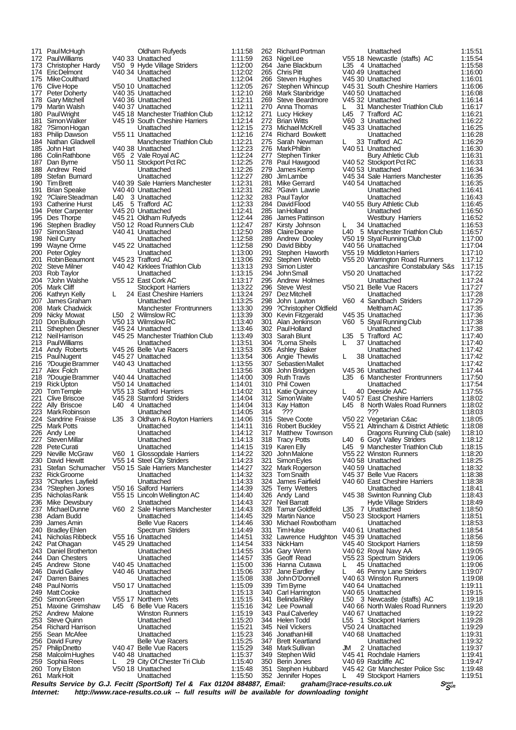| Pos | Name | Cat | Club | Time |
|---|---|---|---|---|
| 171 | Paul McHugh | | Oldham Rufyeds | 1:11:58 |
| 172 | Paul Williams | V40 33 | Unattached | 1:11:59 |
| 173 | Christopher Hardy | V50 9 | Hyde Village Striders | 1:12:00 |
| 174 | Eric Delmont | V40 34 | Unattached | 1:12:02 |
| 175 | Mike Coulthard | | Unattached | 1:12:04 |
| 176 | Clive Hope | V50 10 | Unattached | 1:12:05 |
| 177 | Peter Doherty | V40 35 | Unattached | 1:12:10 |
| 178 | Gary Mitchell | V40 36 | Unattached | 1:12:11 |
| 179 | Martin Walsh | V40 37 | Unattached | 1:12:11 |
| 180 | Paul Wright | V45 18 | Manchester Triathlon Club | 1:12:12 |
| 181 | Simon Walker | V45 19 | South Cheshire Harriers | 1:12:14 |
| 182 | ?Simon Hogan | | Unattached | 1:12:15 |
| 183 | Philip Dawson | V55 11 | Unattached | 1:12:16 |
| 184 | Nathan Gladwell | | Manchester Triathlon Club | 1:12:21 |
| 185 | John Hart | V40 38 | Unattached | 1:12:23 |
| 186 | Colin Rathbone | V65 2 | Vale Royal AC | 1:12:24 |
| 187 | Dan Byrne | V50 11 | Stockport Pct RC | 1:12:25 |
| 188 | Andrew Reid | | Unattached | 1:12:26 |
| 189 | Stefan Burnard | | Unattached | 1:12:27 |
| 190 | Tim Brett | V40 39 | Sale Harriers Manchester | 1:12:31 |
| 191 | Brian Speake | V40 40 | Unattached | 1:12:31 |
| 192 | ?Claire Steadman | L40 3 | Unattached | 1:12:32 |
| 193 | Catherine Hurst | L45 5 | Trafford AC | 1:12:33 |
| 194 | Peter Carpenter | V45 20 | Unattached | 1:12:41 |
| 195 | Des Thorpe | V45 21 | Oldham Rufyeds | 1:12:44 |
| 196 | Stephen Bradley | V50 12 | Road Runners Club | 1:12:47 |
| 197 | Simon Stead | V40 41 | Unattached | 1:12:50 |
| 198 | Neil Curry | | Unattached | 1:12:58 |
| 199 | Wayne Orme | V45 22 | Unattached | 1:12:58 |
| 200 | Peter Ogley | | Unattached | 1:13:00 |
| 201 | Robin Beaumont | V45 23 | Trafford AC | 1:13:06 |
| 202 | Steve Milner | V40 42 | Kirklees Triathlon Club | 1:13:13 |
| 203 | Rob Taylor | | Unattached | 1:13:15 |
| 204 | ?John Walshe | V55 12 | East Cork AC | 1:13:17 |
| 205 | Mark Cliff | | Stockport Harriers | 1:13:22 |
| 206 | Kathryn Kelly | L 24 | East Cheshire Harriers | 1:13:24 |
| 207 | James Graham | | Unattached | 1:13:25 |
| 208 | Mark Chadwick | | Manchester Frontrunners | 1:13:30 |
| 209 | Nicky Mowat | L50 2 | Wilmslow RC | 1:13:39 |
| 210 | Don Bullough | V50 13 | Wilmslow RC | 1:13:40 |
| 211 | Sthephen Diesner | V45 24 | Unattached | 1:13:46 |
| 212 | Neil Harrison | V45 25 | Manchester Triathlon Club | 1:13:49 |
| 213 | Paul Williams | | Unattached | 1:13:51 |
| 214 | Andy Roberts | V45 26 | Belle Vue Racers | 1:13:53 |
| 215 | Paul Nugent | V45 27 | Unattached | 1:13:54 |
| 216 | ?Dougie Brammer | V40 43 | Unattached | 1:13:55 |
| 217 | Alex Folch | | Unattached | 1:13:56 |
| 218 | ?Dougie Brammer | V40 44 | Unattached | 1:14:00 |
| 219 | Rick Upton | V50 14 | Unattached | 1:14:01 |
| 220 | Tom Temple | V55 13 | Salford Harriers | 1:14:02 |
| 221 | Clive Briscoe | V45 28 | Stamford Striders | 1:14:04 |
| 222 | Ally Briscoe | L40 4 | Unattached | 1:14:04 |
| 223 | Mark Robinson | | Unattached | 1:14:05 |
| 224 | Sandrine Fraisse | L35 3 | Oldham & Royton Harriers | 1:14:06 |
| 225 | Mark Potts | | Unattached | 1:14:11 |
| 226 | Andy Lee | | Unattached | 1:14:12 |
| 227 | Steven Millar | | Unattached | 1:14:13 |
| 228 | Pete Curati | | Unattached | 1:14:15 |
| 229 | Neville McGraw | V60 1 | Glossopdale Harriers | 1:14:22 |
| 230 | David Hewitt | V55 14 | Steel City Striders | 1:14:23 |
| 231 | Stefan Schumacher | V50 15 | Sale Harriers Manchester | 1:14:27 |
| 232 | Rick Groome | | Unattached | 1:14:32 |
| 233 | ?Charles Layfield | | Unattached | 1:14:33 |
| 234 | ?Stephen Jones | V50 16 | Salford Harriers | 1:14:39 |
| 235 | Nicholas Rank | V55 15 | Lincoln Wellington AC | 1:14:40 |
| 236 | Mike Dewsbury | | Unattached | 1:14:43 |
| 237 | Michael Dunne | V60 2 | Sale Harriers Manchester | 1:14:43 |
| 238 | Adam Budd | | Unattached | 1:14:45 |
| 239 | James Amin | | Belle Vue Racers | 1:14:46 |
| 240 | Bradley Ehlen | | Spectrum Striders | 1:14:49 |
| 241 | Nicholas Ribbeck | V55 16 | Unattached | 1:14:51 |
| 242 | Pat Ohagan | V45 29 | Unattached | 1:14:54 |
| 243 | Daniel Brotherton | | Unattached | 1:14:55 |
| 244 | Dan Chesters | | Unattached | 1:14:57 |
| 245 | Andrew Stone | V40 45 | Unattached | 1:15:00 |
| 246 | David Galley | V40 46 | Unattached | 1:15:06 |
| 247 | Darren Baines | | Unattached | 1:15:08 |
| 248 | Paul Norris | V50 17 | Unattached | 1:15:09 |
| 249 | Matt Cooke | | Unattached | 1:15:13 |
| 250 | Simon Green | V55 17 | Northern Vets | 1:15:15 |
| 251 | Maxine Grimshaw | L45 6 | Belle Vue Racers | 1:15:16 |
| 252 | Andrew Malone | | Winston Runners | 1:15:19 |
| 253 | Steve Quinn | | Unattached | 1:15:20 |
| 254 | Richard Harrison | | Unattached | 1:15:21 |
| 255 | Sean McAfee | | Unattached | 1:15:23 |
| 256 | David Furey | | Belle Vue Racers | 1:15:25 |
| 257 | Philip Dnetto | V40 47 | Belle Vue Racers | 1:15:29 |
| 258 | Malcolm Hughes | V40 48 | Unattached | 1:15:37 |
| 259 | Sophia Rees | L 29 | City Of Chester Tri Club | 1:15:40 |
| 260 | Tony Elston | V50 18 | Unattached | 1:15:48 |
| 261 | Mark Holt | | Unattached | 1:15:50 |
| 262 | Richard Portman | | Unattached | 1:15:51 |
| 263 | Nigel Lee | V55 18 | Newcastle (staffs) AC | 1:15:54 |
| 264 | Jane Blackburn | L35 4 | Unattached | 1:15:58 |
| 265 | Chris Pitt | V40 49 | Unattached | 1:16:00 |
| 266 | Steven Hughes | V45 30 | Unattached | 1:16:01 |
| 267 | Stephen Whincup | V45 31 | South Cheshire Harriers | 1:16:06 |
| 268 | Mark Stanbridge | V40 50 | Unattached | 1:16:08 |
| 269 | Steve Beardmore | V45 32 | Unattached | 1:16:14 |
| 270 | Anna Thomas | L 31 | Manchester Triathlon Club | 1:16:17 |
| 271 | Lucy Hickey | L45 7 | Trafford AC | 1:16:21 |
| 272 | Brian Witts | V60 3 | Unattached | 1:16:22 |
| 273 | Michael McKrell | V45 33 | Unattached | 1:16:25 |
| 274 | Richard Bowkett | | Unattached | 1:16:28 |
| 275 | Sarah Newman | L 33 | Trafford AC | 1:16:29 |
| 276 | Mark Philbin | V40 51 | Unattached | 1:16:30 |
| 277 | Stephen Tinker | | Bury Athletic Club | 1:16:31 |
| 278 | Paul Hawgood | V40 52 | Stockport Pct RC | 1:16:33 |
| 279 | James Kemp | V40 53 | Unattached | 1:16:34 |
| 280 | Jim Lambe | V45 34 | Sale Harriers Manchester | 1:16:35 |
| 281 | Mike Gerrard | V40 54 | Unattached | 1:16:35 |
| 282 | ?Gavin Lawrie | | Unattached | 1:16:41 |
| 283 | Paul Taylor | | Unattached | 1:16:43 |
| 284 | David Flood | V40 55 | Bury Athletic Club | 1:16:45 |
| 285 | Ian Holland | | Unattached | 1:16:50 |
| 286 | James Pattinson | | Westbury Harriers | 1:16:52 |
| 287 | Kirsty Johnson | L 34 | Unattached | 1:16:53 |
| 288 | Claire Deane | L40 5 | Manchester Triathlon Club | 1:16:57 |
| 289 | Andrew Dooley | V50 19 | Styal Running Club | 1:17:00 |
| 290 | David Bibby | V40 56 | Unattached | 1:17:04 |
| 291 | Stephen Haworth | V55 19 | Middleton Harriers | 1:17:10 |
| 292 | Stephen Webb | V55 20 | Warrington Road Runners | 1:17:12 |
| 293 | Simon Lister | | Lancashire Constabulary S&s | 1:17:15 |
| 294 | John Small | V50 20 | Unattached | 1:17:22 |
| 295 | Andrew Holmes | | Unattached | 1:17:24 |
| 296 | Steve West | V50 21 | Belle Vue Racers | 1:17:27 |
| 297 | Dez Mitchell | | Unattached | 1:17:28 |
| 298 | John Lawton | V60 4 | Sandbach Striders | 1:17:29 |
| 299 | ?Christopher Oldfield | | Meltham AC | 1:17:35 |
| 300 | Kevin Fitzgerald | V45 35 | Unattached | 1:17:36 |
| 301 | Alan Jenkinson | V60 5 | Styal Running Club | 1:17:38 |
| 302 | Paul Holland | | Unattached | 1:17:38 |
| 303 | Sarah Blunt | L35 5 | Trafford AC | 1:17:40 |
| 304 | ?Lorna Sheils | L 37 | Unattached | 1:17:40 |
| 305 | Ashley Baker | | Unattached | 1:17:42 |
| 306 | Angie Thewlis | L 38 | Unattached | 1:17:42 |
| 307 | Sebastien Mallet | | Unattached | 1:17:42 |
| 308 | John Bridgen | V45 36 | Unattached | 1:17:44 |
| 309 | Ruth Travis | L35 6 | Manchester Frontrunners | 1:17:50 |
| 310 | Phil Cowen | | Unattached | 1:17:54 |
| 311 | Katie Quincey | L 40 | Deeside AAC | 1:17:55 |
| 312 | Simon Waite | V40 57 | East Cheshire Harriers | 1:18:02 |
| 313 | Kay Hatton | L45 8 | North Wales Road Runners | 1:18:02 |
| 314 | ??? | | ??? | 1:18:03 |
| 315 | Steve Coote | V50 22 | Vegetarian C&ac | 1:18:05 |
| 316 | Robert Buckley | V55 21 | Altrincham & District Athletic | 1:18:08 |
| 317 | Matthew Townson | | Dragons Running Club (sale) | 1:18:10 |
| 318 | Tracy Potts | L40 6 | Goyt Valley Striders | 1:18:12 |
| 319 | Karen Elly | L45 9 | Manchester Triathlon Club | 1:18:15 |
| 320 | John Malone | V55 22 | Winston Runners | 1:18:20 |
| 321 | Simon Eyles | V40 58 | Unattached | 1:18:25 |
| 322 | Mark Rogerson | V40 59 | Unattached | 1:18:32 |
| 323 | Tom Snaith | V45 37 | Belle Vue Racers | 1:18:38 |
| 324 | James Fairfield | V40 60 | East Cheshire Harriers | 1:18:38 |
| 325 | Terry Wetters | | Unattached | 1:18:41 |
| 326 | Andy Land | V45 38 | Swinton Running Club | 1:18:43 |
| 327 | Neil Barratt | | Hyde Village Striders | 1:18:49 |
| 328 | Tamar Goldfeld | L35 7 | Unattached | 1:18:50 |
| 329 | Martin Nance | V50 23 | Stockport Harriers | 1:18:51 |
| 330 | Michael Rowbotham | | Unattached | 1:18:53 |
| 331 | Tim Hulse | V40 61 | Unattached | 1:18:54 |
| 332 | Lawrence Hudghton | V45 39 | Unattached | 1:18:56 |
| 333 | Nick Ham | V45 40 | Stockport Harriers | 1:18:59 |
| 334 | Gary Wenn | V40 62 | Royal Navy AA | 1:19:05 |
| 335 | Geoff Read | V55 23 | Spectrum Striders | 1:19:06 |
| 336 | Hanna Cutawa | L 45 | Unattached | 1:19:06 |
| 337 | Jane Eardley | L 46 | Penny Lane Striders | 1:19:07 |
| 338 | John O'Donnell | V40 63 | Winston Runners | 1:19:08 |
| 339 | Tim Byrne | V40 64 | Unattached | 1:19:11 |
| 340 | Carl Harrington | V40 65 | Unattached | 1:19:15 |
| 341 | Belinda Riley | L50 3 | Newcastle (staffs) AC | 1:19:18 |
| 342 | Lee Pownall | V40 66 | North Wales Road Runners | 1:19:20 |
| 343 | Paul Calverley | V40 67 | Unattached | 1:19:22 |
| 344 | Helen Todd | L55 1 | Stockport Harriers | 1:19:28 |
| 345 | Neil Vickers | V50 24 | Unattached | 1:19:29 |
| 346 | Jonathan Hill | V40 68 | Unattached | 1:19:31 |
| 347 | Brett Keartland | | Unattached | 1:19:32 |
| 348 | Mark Sullivan | JM 2 | Unattached | 1:19:37 |
| 349 | Stephen Wild | V45 41 | Rochdale Harriers | 1:19:41 |
| 350 | Berin Jones | V40 69 | Radcliffe AC | 1:19:47 |
| 351 | Stephen Hubbard | V45 42 | Gtr Manchester Police Ssc | 1:19:48 |
| 352 | Jennifer Hopes | L 49 | Stockport Harriers | 1:19:51 |

***Results Service by G.J. Fecitt (SportSoft) Tel & Fax 01204 884887, Email: graham@race-results.co.uk***

***Internet: http://www.race-results.co.uk -- full results will be available for downloading tonight***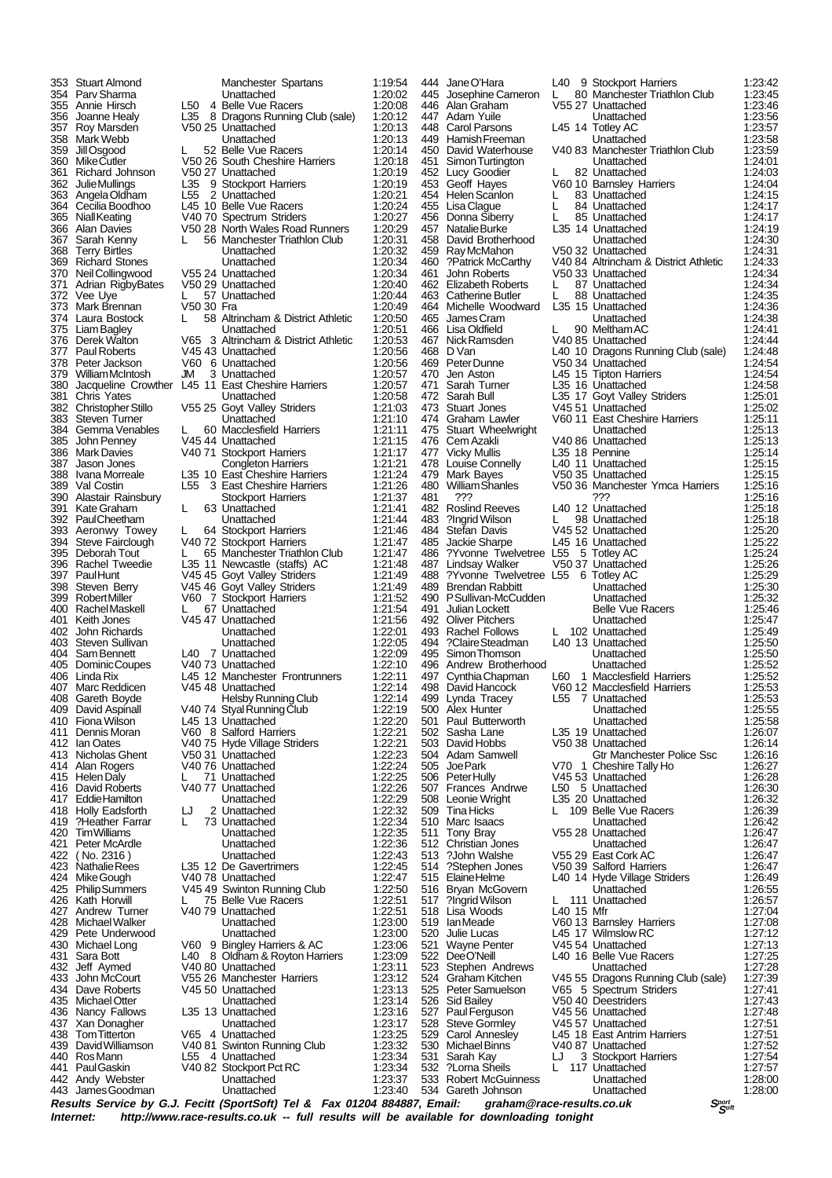| Pos | Name | Cat | Club | Time |
|---|---|---|---|---|
| 353 | Stuart Almond | | Manchester Spartans | 1:19:54 |
| 354 | Parv Sharma | | Unattached | 1:20:02 |
| 355 | Annie Hirsch | L50 4 | Belle Vue Racers | 1:20:08 |
| 356 | Joanne Healy | L35 8 | Dragons Running Club (sale) | 1:20:12 |
| 357 | Roy Marsden | V50 25 | Unattached | 1:20:13 |
| 358 | Mark Webb | | Unattached | 1:20:13 |
| 359 | Jill Osgood | L 52 | Belle Vue Racers | 1:20:14 |
| 360 | Mike Cutler | V50 26 | South Cheshire Harriers | 1:20:18 |
| 361 | Richard Johnson | V50 27 | Unattached | 1:20:19 |
| 362 | Julie Mullings | L35 9 | Stockport Harriers | 1:20:19 |
| 363 | Angela Oldham | L55 2 | Unattached | 1:20:21 |
| 364 | Cecilia Boodhoo | L45 10 | Belle Vue Racers | 1:20:24 |
| 365 | Niall Keating | V40 70 | Spectrum Striders | 1:20:27 |
| 366 | Alan Davies | V50 28 | North Wales Road Runners | 1:20:29 |
| 367 | Sarah Kenny | L 56 | Manchester Triathlon Club | 1:20:31 |
| 368 | Terry Birtles | | Unattached | 1:20:32 |
| 369 | Richard Stones | | Unattached | 1:20:34 |
| 370 | Neil Collingwood | V55 24 | Unattached | 1:20:34 |
| 371 | Adrian RigbyBates | V50 29 | Unattached | 1:20:40 |
| 372 | Vee Uye | L 57 | Unattached | 1:20:44 |
| 373 | Mark Brennan | V50 30 | Fra | 1:20:49 |
| 374 | Laura Bostock | L 58 | Altrincham & District Athletic | 1:20:50 |
| 375 | Liam Bagley | | Unattached | 1:20:51 |
| 376 | Derek Walton | V65 3 | Altrincham & District Athletic | 1:20:53 |
| 377 | Paul Roberts | V45 43 | Unattached | 1:20:56 |
| 378 | Peter Jackson | V60 6 | Unattached | 1:20:56 |
| 379 | William McIntosh | JM 3 | Unattached | 1:20:57 |
| 380 | Jacqueline Crowther | L45 11 | East Cheshire Harriers | 1:20:57 |
| 381 | Chris Yates | | Unattached | 1:20:58 |
| 382 | Christopher Stillo | V55 25 | Goyt Valley Striders | 1:21:03 |
| 383 | Steven Turner | | Unattached | 1:21:10 |
| 384 | Gemma Venables | L 60 | Macclesfield Harriers | 1:21:11 |
| 385 | John Penney | V45 44 | Unattached | 1:21:15 |
| 386 | Mark Davies | V40 71 | Stockport Harriers | 1:21:17 |
| 387 | Jason Jones | | Congleton Harriers | 1:21:21 |
| 388 | Ivana Morreale | L35 10 | East Cheshire Harriers | 1:21:24 |
| 389 | Val Costin | L55 3 | East Cheshire Harriers | 1:21:26 |
| 390 | Alastair Rainsbury | | Stockport Harriers | 1:21:37 |
| 391 | Kate Graham | L 63 | Unattached | 1:21:41 |
| 392 | Paul Cheetham | | Unattached | 1:21:44 |
| 393 | Aeronwy Towey | L 64 | Stockport Harriers | 1:21:46 |
| 394 | Steve Fairclough | V40 72 | Stockport Harriers | 1:21:47 |
| 395 | Deborah Tout | L 65 | Manchester Triathlon Club | 1:21:47 |
| 396 | Rachel Tweedie | L35 11 | Newcastle (staffs) AC | 1:21:48 |
| 397 | Paul Hunt | V45 45 | Goyt Valley Striders | 1:21:49 |
| 398 | Steven Berry | V45 46 | Goyt Valley Striders | 1:21:49 |
| 399 | Robert Miller | V60 7 | Stockport Harriers | 1:21:52 |
| 400 | Rachel Maskell | L 67 | Unattached | 1:21:54 |
| 401 | Keith Jones | V45 47 | Unattached | 1:21:56 |
| 402 | John Richards | | Unattached | 1:22:01 |
| 403 | Steven Sullivan | | Unattached | 1:22:05 |
| 404 | Sam Bennett | L40 7 | Unattached | 1:22:09 |
| 405 | Dominic Coupes | V40 73 | Unattached | 1:22:10 |
| 406 | Linda Rix | L45 12 | Manchester Frontrunners | 1:22:11 |
| 407 | Marc Reddicen | V45 48 | Unattached | 1:22:14 |
| 408 | Gareth Boyde | | Helsby Running Club | 1:22:14 |
| 409 | David Aspinall | V40 74 | Styal Running Club | 1:22:19 |
| 410 | Fiona Wilson | L45 13 | Unattached | 1:22:20 |
| 411 | Dennis Moran | V60 8 | Salford Harriers | 1:22:21 |
| 412 | Ian Oates | V40 75 | Hyde Village Striders | 1:22:21 |
| 413 | Nicholas Ghent | V50 31 | Unattached | 1:22:23 |
| 414 | Alan Rogers | V40 76 | Unattached | 1:22:24 |
| 415 | Helen Daly | L 71 | Unattached | 1:22:25 |
| 416 | David Roberts | V40 77 | Unattached | 1:22:26 |
| 417 | Eddie Hamilton | | Unattached | 1:22:29 |
| 418 | Holly Eadsforth | LJ 2 | Unattached | 1:22:32 |
| 419 | ?Heather Farrar | L 73 | Unattached | 1:22:34 |
| 420 | Tim Williams | | Unattached | 1:22:35 |
| 421 | Peter McArdle | | Unattached | 1:22:36 |
| 422 | ( No. 2316 ) | | Unattached | 1:22:43 |
| 423 | Nathalie Rees | L35 12 | De Gavertrimers | 1:22:45 |
| 424 | Mike Gough | V40 78 | Unattached | 1:22:47 |
| 425 | Philip Summers | V45 49 | Swinton Running Club | 1:22:50 |
| 426 | Kath Horwill | L 75 | Belle Vue Racers | 1:22:51 |
| 427 | Andrew Turner | V40 79 | Unattached | 1:22:51 |
| 428 | Michael Walker | | Unattached | 1:23:00 |
| 429 | Pete Underwood | | Unattached | 1:23:00 |
| 430 | Michael Long | V60 9 | Bingley Harriers & AC | 1:23:06 |
| 431 | Sara Bott | L40 8 | Oldham & Royton Harriers | 1:23:09 |
| 432 | Jeff Aymed | V40 80 | Unattached | 1:23:11 |
| 433 | John McCourt | V55 26 | Manchester Harriers | 1:23:12 |
| 434 | Dave Roberts | V45 50 | Unattached | 1:23:13 |
| 435 | Michael Otter | | Unattached | 1:23:14 |
| 436 | Nancy Fallows | L35 13 | Unattached | 1:23:16 |
| 437 | Xan Donagher | | Unattached | 1:23:17 |
| 438 | Tom Titterton | V65 4 | Unattached | 1:23:25 |
| 439 | David Williamson | V40 81 | Swinton Running Club | 1:23:32 |
| 440 | Ros Mann | L55 4 | Unattached | 1:23:34 |
| 441 | Paul Gaskin | V40 82 | Stockport Pct RC | 1:23:34 |
| 442 | Andy Webster | | Unattached | 1:23:37 |
| 443 | James Goodman | | Unattached | 1:23:40 |
| 444 | Jane O'Hara | L40 9 | Stockport Harriers | 1:23:42 |
| 445 | Josephine Cameron | L 80 | Manchester Triathlon Club | 1:23:45 |
| 446 | Alan Graham | V55 27 | Unattached | 1:23:46 |
| 447 | Adam Yuile | | Unattached | 1:23:56 |
| 448 | Carol Parsons | L45 14 | Totley AC | 1:23:57 |
| 449 | Hamish Freeman | | Unattached | 1:23:58 |
| 450 | David Waterhouse | V40 83 | Manchester Triathlon Club | 1:23:59 |
| 451 | Simon Turtington | | Unattached | 1:24:01 |
| 452 | Lucy Goodier | L 82 | Unattached | 1:24:03 |
| 453 | Geoff Hayes | V60 10 | Barnsley Harriers | 1:24:04 |
| 454 | Helen Scanlon | L 83 | Unattached | 1:24:15 |
| 455 | Lisa Clague | L 84 | Unattached | 1:24:17 |
| 456 | Donna Siberry | L 85 | Unattached | 1:24:17 |
| 457 | Natalie Burke | L35 14 | Unattached | 1:24:19 |
| 458 | David Brotherhood | | Unattached | 1:24:30 |
| 459 | Ray McMahon | V50 32 | Unattached | 1:24:31 |
| 460 | ?Patrick McCarthy | V40 84 | Altrincham & District Athletic | 1:24:33 |
| 461 | John Roberts | V50 33 | Unattached | 1:24:34 |
| 462 | Elizabeth Roberts | L 87 | Unattached | 1:24:34 |
| 463 | Catherine Butler | L 88 | Unattached | 1:24:35 |
| 464 | Michelle Woodward | L35 15 | Unattached | 1:24:36 |
| 465 | James Cram | | Unattached | 1:24:38 |
| 466 | Lisa Oldfield | L 90 | Meltham AC | 1:24:41 |
| 467 | Nick Ramsden | V40 85 | Unattached | 1:24:44 |
| 468 | D Van | L40 10 | Dragons Running Club (sale) | 1:24:48 |
| 469 | Peter Dunne | V50 34 | Unattached | 1:24:54 |
| 470 | Jen Aston | L45 15 | Tipton Harriers | 1:24:54 |
| 471 | Sarah Turner | L35 16 | Unattached | 1:24:58 |
| 472 | Sarah Bull | L35 17 | Goyt Valley Striders | 1:25:01 |
| 473 | Stuart Jones | V45 51 | Unattached | 1:25:02 |
| 474 | Graham Lawler | V60 11 | East Cheshire Harriers | 1:25:11 |
| 475 | Stuart Wheelwright | | Unattached | 1:25:13 |
| 476 | Cem Azakli | V40 86 | Unattached | 1:25:13 |
| 477 | Vicky Mullis | L35 18 | Pennine | 1:25:14 |
| 478 | Louise Connelly | L40 11 | Unattached | 1:25:15 |
| 479 | Mark Bayes | V50 35 | Unattached | 1:25:15 |
| 480 | William Shanles | V50 36 | Manchester Ymca Harriers | 1:25:16 |
| 481 | ??? | | ??? | 1:25:16 |
| 482 | Roslind Reeves | L40 12 | Unattached | 1:25:18 |
| 483 | ?Ingrid Wilson | L 98 | Unattached | 1:25:18 |
| 484 | Stefan Davis | V45 52 | Unattached | 1:25:20 |
| 485 | Jackie Sharpe | L45 16 | Unattached | 1:25:22 |
| 486 | ?Yvonne Twelvetree | L55 5 | Totley AC | 1:25:24 |
| 487 | Lindsay Walker | V50 37 | Unattached | 1:25:26 |
| 488 | ?Yvonne Twelvetree | L55 6 | Totley AC | 1:25:29 |
| 489 | Brendan Rabbitt | | Unattached | 1:25:30 |
| 490 | P Sullivan-McCudden | | Unattached | 1:25:32 |
| 491 | Julian Lockett | | Belle Vue Racers | 1:25:46 |
| 492 | Oliver Pitchers | | Unattached | 1:25:47 |
| 493 | Rachel Follows | L 102 | Unattached | 1:25:49 |
| 494 | ?Claire Steadman | L40 13 | Unattached | 1:25:50 |
| 495 | Simon Thomson | | Unattached | 1:25:50 |
| 496 | Andrew Brotherhood | | Unattached | 1:25:52 |
| 497 | Cynthia Chapman | L60 1 | Macclesfield Harriers | 1:25:52 |
| 498 | David Hancock | V60 12 | Macclesfield Harriers | 1:25:53 |
| 499 | Lynda Tracey | L55 7 | Unattached | 1:25:53 |
| 500 | Alex Hunter | | Unattached | 1:25:55 |
| 501 | Paul Butterworth | | Unattached | 1:25:58 |
| 502 | Sasha Lane | L35 19 | Unattached | 1:26:07 |
| 503 | David Hobbs | V50 38 | Unattached | 1:26:14 |
| 504 | Adam Samwell | | Gtr Manchester Police Ssc | 1:26:16 |
| 505 | Joe Park | V70 1 | Cheshire Tally Ho | 1:26:27 |
| 506 | Peter Hully | V45 53 | Unattached | 1:26:28 |
| 507 | Frances Andrwe | L50 5 | Unattached | 1:26:30 |
| 508 | Leonie Wright | L35 20 | Unattached | 1:26:32 |
| 509 | Tina Hicks | L 109 | Belle Vue Racers | 1:26:39 |
| 510 | Marc Isaacs | | Unattached | 1:26:42 |
| 511 | Tony Bray | V55 28 | Unattached | 1:26:47 |
| 512 | Christian Jones | | Unattached | 1:26:47 |
| 513 | ?John Walshe | V55 29 | East Cork AC | 1:26:47 |
| 514 | ?Stephen Jones | V50 39 | Salford Harriers | 1:26:47 |
| 515 | Elaine Helme | L40 14 | Hyde Village Striders | 1:26:49 |
| 516 | Bryan McGovern | | Unattached | 1:26:55 |
| 517 | ?Ingrid Wilson | L 111 | Unattached | 1:26:57 |
| 518 | Lisa Woods | L40 15 | Mfr | 1:27:04 |
| 519 | Ian Meade | V60 13 | Barnsley Harriers | 1:27:08 |
| 520 | Julie Lucas | L45 17 | Wilmslow RC | 1:27:12 |
| 521 | Wayne Penter | V45 54 | Unattached | 1:27:13 |
| 522 | Dee O'Neill | L40 16 | Belle Vue Racers | 1:27:25 |
| 523 | Stephen Andrews | | Unattached | 1:27:28 |
| 524 | Graham Kitchen | V45 55 | Dragons Running Club (sale) | 1:27:39 |
| 525 | Peter Samuelson | V65 5 | Spectrum Striders | 1:27:41 |
| 526 | Sid Bailey | V50 40 | Deestriders | 1:27:43 |
| 527 | Paul Ferguson | V45 56 | Unattached | 1:27:48 |
| 528 | Steve Gormley | V45 57 | Unattached | 1:27:51 |
| 529 | Carol Annesley | L45 18 | East Antrim Harriers | 1:27:51 |
| 530 | Michael Binns | V40 87 | Unattached | 1:27:52 |
| 531 | Sarah Kay | LJ 3 | Stockport Harriers | 1:27:54 |
| 532 | ?Lorna Sheils | L 117 | Unattached | 1:27:57 |
| 533 | Robert McGuinness | | Unattached | 1:28:00 |
| 534 | Gareth Johnson | | Unattached | 1:28:00 |

***Results Service by G.J. Fecitt (SportSoft) Tel & Fax 01204 884887, Email: graham@race-results.co.uk***

***Internet: http://www.race-results.co.uk -- full results will be available for downloading tonight***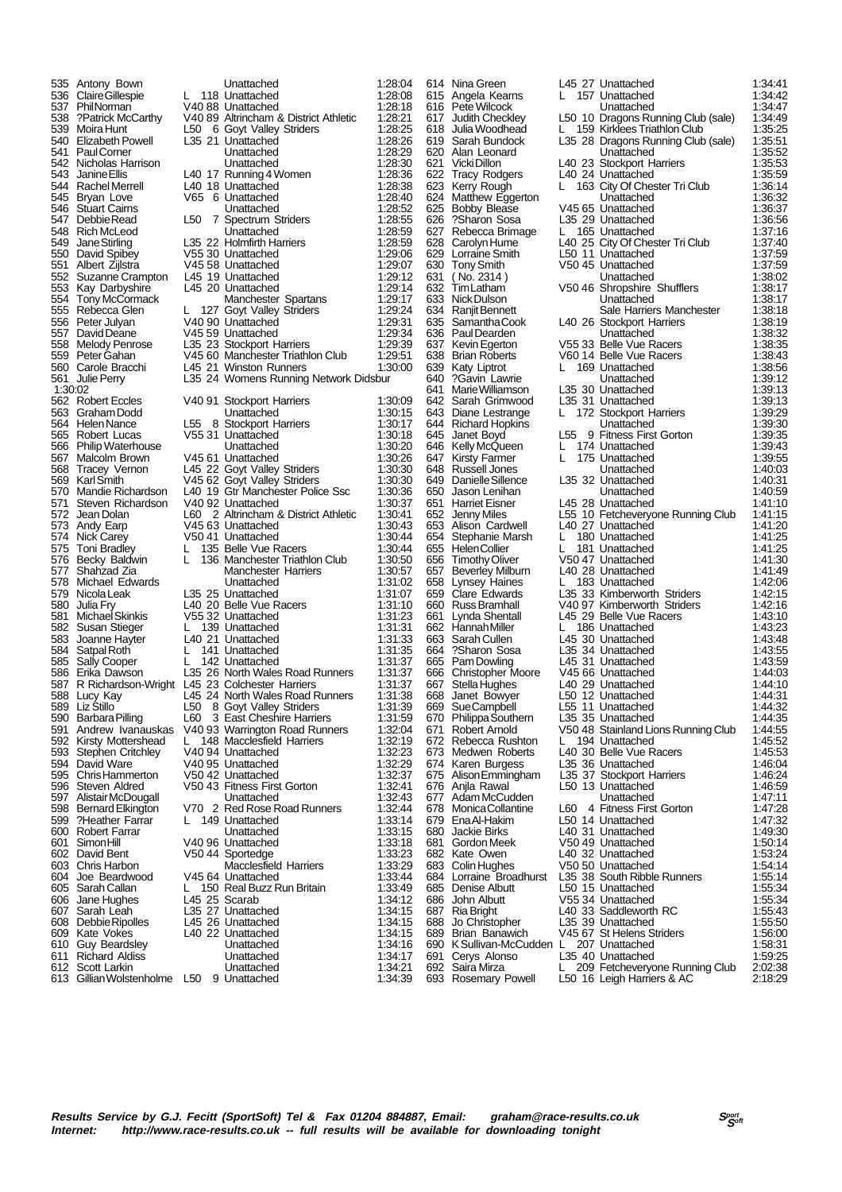| Pos | Name | Cat | Club | Time |
|---|---|---|---|---|
| 535 | Antony Bown | | Unattached | 1:28:04 |
| 536 | Claire Gillespie | L 118 | Unattached | 1:28:08 |
| 537 | Phil Norman | V40 88 | Unattached | 1:28:18 |
| 538 | ?Patrick McCarthy | V40 89 | Altrincham & District Athletic | 1:28:21 |
| 539 | Moira Hunt | L50 6 | Goyt Valley Striders | 1:28:25 |
| 540 | Elizabeth Powell | L35 21 | Unattached | 1:28:26 |
| 541 | Paul Corner | | Unattached | 1:28:29 |
| 542 | Nicholas Harrison | | Unattached | 1:28:30 |
| 543 | Janine Ellis | L40 17 | Running 4 Women | 1:28:36 |
| 544 | Rachel Merrell | L40 18 | Unattached | 1:28:38 |
| 545 | Bryan Love | V65 6 | Unattached | 1:28:40 |
| 546 | Stuart Cairns | | Unattached | 1:28:52 |
| 547 | Debbie Read | L50 7 | Spectrum Striders | 1:28:55 |
| 548 | Rich McLeod | | Unattached | 1:28:59 |
| 549 | Jane Stirling | L35 22 | Holmfirth Harriers | 1:28:59 |
| 550 | David Spibey | V55 30 | Unattached | 1:29:06 |
| 551 | Albert Zijlstra | V45 58 | Unattached | 1:29:07 |
| 552 | Suzanne Crampton | L45 19 | Unattached | 1:29:12 |
| 553 | Kay Darbyshire | L45 20 | Unattached | 1:29:14 |
| 554 | Tony McCormack | | Manchester Spartans | 1:29:17 |
| 555 | Rebecca Glen | L 127 | Goyt Valley Striders | 1:29:24 |
| 556 | Peter Julyan | V40 90 | Unattached | 1:29:31 |
| 557 | David Deane | V45 59 | Unattached | 1:29:34 |
| 558 | Melody Penrose | L35 23 | Stockport Harriers | 1:29:39 |
| 559 | Peter Gahan | V45 60 | Manchester Triathlon Club | 1:29:51 |
| 560 | Carole Bracchi | L45 21 | Winston Runners | 1:30:00 |
| 561 | Julie Perry | L35 24 | Womens Running Network Didsbur | 1:30:02 |
| 562 | Robert Eccles | V40 91 | Stockport Harriers | 1:30:09 |
| 563 | Graham Dodd | | Unattached | 1:30:15 |
| 564 | Helen Nance | L55 8 | Stockport Harriers | 1:30:17 |
| 565 | Robert Lucas | V55 31 | Unattached | 1:30:18 |
| 566 | Philip Waterhouse | | Unattached | 1:30:20 |
| 567 | Malcolm Brown | V45 61 | Unattached | 1:30:26 |
| 568 | Tracey Vernon | L45 22 | Goyt Valley Striders | 1:30:30 |
| 569 | Karl Smith | V45 62 | Goyt Valley Striders | 1:30:30 |
| 570 | Mandie Richardson | L40 19 | Gtr Manchester Police Ssc | 1:30:36 |
| 571 | Steven Richardson | V40 92 | Unattached | 1:30:37 |
| 572 | Jean Dolan | L60 2 | Altrincham & District Athletic | 1:30:41 |
| 573 | Andy Earp | V45 63 | Unattached | 1:30:43 |
| 574 | Nick Carey | V50 41 | Unattached | 1:30:44 |
| 575 | Toni Bradley | L 135 | Belle Vue Racers | 1:30:44 |
| 576 | Becky Baldwin | L 136 | Manchester Triathlon Club | 1:30:50 |
| 577 | Shahzad Zia | | Manchester Harriers | 1:30:57 |
| 578 | Michael Edwards | | Unattached | 1:31:02 |
| 579 | Nicola Leak | L35 25 | Unattached | 1:31:07 |
| 580 | Julia Fry | L40 20 | Belle Vue Racers | 1:31:10 |
| 581 | Michael Skinkis | V55 32 | Unattached | 1:31:23 |
| 582 | Susan Stieger | L 139 | Unattached | 1:31:31 |
| 583 | Joanne Hayter | L40 21 | Unattached | 1:31:33 |
| 584 | Satpal Roth | L 141 | Unattached | 1:31:35 |
| 585 | Sally Cooper | L 142 | Unattached | 1:31:37 |
| 586 | Erika Dawson | L35 26 | North Wales Road Runners | 1:31:37 |
| 587 | R Richardson-Wright | L45 23 | Colchester Harriers | 1:31:37 |
| 588 | Lucy Kay | L45 24 | North Wales Road Runners | 1:31:38 |
| 589 | Liz Stillo | L50 8 | Goyt Valley Striders | 1:31:39 |
| 590 | Barbara Pilling | L60 3 | East Cheshire Harriers | 1:31:59 |
| 591 | Andrew Ivanauskas | V40 93 | Warrington Road Runners | 1:32:04 |
| 592 | Kirsty Mottershead | L 148 | Macclesfield Harriers | 1:32:19 |
| 593 | Stephen Critchley | V40 94 | Unattached | 1:32:23 |
| 594 | David Ware | V40 95 | Unattached | 1:32:29 |
| 595 | Chris Hammerton | V50 42 | Unattached | 1:32:37 |
| 596 | Steven Aldred | V50 43 | Fitness First Gorton | 1:32:41 |
| 597 | Alistair McDougall | | Unattached | 1:32:43 |
| 598 | Bernard Elkington | V70 2 | Red Rose Road Runners | 1:32:44 |
| 599 | ?Heather Farrar | L 149 | Unattached | 1:33:14 |
| 600 | Robert Farrar | | Unattached | 1:33:15 |
| 601 | Simon Hill | V40 96 | Unattached | 1:33:18 |
| 602 | David Bent | V50 44 | Sportedge | 1:33:23 |
| 603 | Chris Harbon | | Macclesfield Harriers | 1:33:29 |
| 604 | Joe Beardwood | V45 64 | Unattached | 1:33:44 |
| 605 | Sarah Callan | L 150 | Real Buzz Run Britain | 1:33:49 |
| 606 | Jane Hughes | L45 25 | Scarab | 1:34:12 |
| 607 | Sarah Leah | L35 27 | Unattached | 1:34:15 |
| 608 | Debbie Ripolles | L45 26 | Unattached | 1:34:15 |
| 609 | Kate Vokes | L40 22 | Unattached | 1:34:15 |
| 610 | Guy Beardsley | | Unattached | 1:34:16 |
| 611 | Richard Aldiss | | Unattached | 1:34:17 |
| 612 | Scott Larkin | | Unattached | 1:34:21 |
| 613 | Gillian Wolstenholme | L50 9 | Unattached | 1:34:39 |
| 614 | Nina Green | L45 27 | Unattached | 1:34:41 |
| 615 | Angela Kearns | L 157 | Unattached | 1:34:42 |
| 616 | Pete Wilcock | | Unattached | 1:34:47 |
| 617 | Judith Checkley | L50 10 | Dragons Running Club (sale) | 1:34:49 |
| 618 | Julia Woodhead | L 159 | Kirklees Triathlon Club | 1:35:25 |
| 619 | Sarah Bundock | L35 28 | Dragons Running Club (sale) | 1:35:51 |
| 620 | Alan Leonard | | Unattached | 1:35:52 |
| 621 | Vicki Dillon | L40 23 | Stockport Harriers | 1:35:53 |
| 622 | Tracy Rodgers | L40 24 | Unattached | 1:35:59 |
| 623 | Kerry Rough | L 163 | City Of Chester Tri Club | 1:36:14 |
| 624 | Matthew Eggerton | | Unattached | 1:36:32 |
| 625 | Bobby Blease | V45 65 | Unattached | 1:36:37 |
| 626 | ?Sharon Sosa | L35 29 | Unattached | 1:36:56 |
| 627 | Rebecca Brimage | L 165 | Unattached | 1:37:16 |
| 628 | Carolyn Hume | L40 25 | City Of Chester Tri Club | 1:37:40 |
| 629 | Lorraine Smith | L50 11 | Unattached | 1:37:59 |
| 630 | Tony Smith | V50 45 | Unattached | 1:37:59 |
| 631 | ( No. 2314 ) | | Unattached | 1:38:02 |
| 632 | Tim Latham | V50 46 | Shropshire Shufflers | 1:38:17 |
| 633 | Nick Dulson | | Unattached | 1:38:17 |
| 634 | Ranjit Bennett | | Sale Harriers Manchester | 1:38:18 |
| 635 | Samantha Cook | L40 26 | Stockport Harriers | 1:38:19 |
| 636 | Paul Dearden | | Unattached | 1:38:32 |
| 637 | Kevin Egerton | V55 33 | Belle Vue Racers | 1:38:35 |
| 638 | Brian Roberts | V60 14 | Belle Vue Racers | 1:38:43 |
| 639 | Katy Liptrot | L 169 | Unattached | 1:38:56 |
| 640 | ?Gavin Lawrie | | Unattached | 1:39:12 |
| 641 | Marie Williamson | L35 30 | Unattached | 1:39:13 |
| 642 | Sarah Grimwood | L35 31 | Unattached | 1:39:13 |
| 643 | Diane Lestrange | L 172 | Stockport Harriers | 1:39:29 |
| 644 | Richard Hopkins | | Unattached | 1:39:30 |
| 645 | Janet Boyd | L55 9 | Fitness First Gorton | 1:39:35 |
| 646 | Kelly McQueen | L 174 | Unattached | 1:39:43 |
| 647 | Kirsty Farmer | L 175 | Unattached | 1:39:55 |
| 648 | Russell Jones | | Unattached | 1:40:03 |
| 649 | Danielle Sillence | L35 32 | Unattached | 1:40:31 |
| 650 | Jason Lenihan | | Unattached | 1:40:59 |
| 651 | Harriet Eisner | L45 28 | Unattached | 1:41:10 |
| 652 | Jenny Miles | L55 10 | Fetcheveryone Running Club | 1:41:15 |
| 653 | Alison Cardwell | L40 27 | Unattached | 1:41:20 |
| 654 | Stephanie Marsh | L 180 | Unattached | 1:41:25 |
| 655 | Helen Collier | L 181 | Unattached | 1:41:25 |
| 656 | Timothy Oliver | V50 47 | Unattached | 1:41:30 |
| 657 | Beverley Milburn | L40 28 | Unattached | 1:41:49 |
| 658 | Lynsey Haines | L 183 | Unattached | 1:42:06 |
| 659 | Clare Edwards | L35 33 | Kimberworth Striders | 1:42:15 |
| 660 | Russ Bramhall | V40 97 | Kimberworth Striders | 1:42:16 |
| 661 | Lynda Shentall | L45 29 | Belle Vue Racers | 1:43:10 |
| 662 | Hannah Miller | L 186 | Unattached | 1:43:23 |
| 663 | Sarah Cullen | L45 30 | Unattached | 1:43:48 |
| 664 | ?Sharon Sosa | L35 34 | Unattached | 1:43:55 |
| 665 | Pam Dowling | L45 31 | Unattached | 1:43:59 |
| 666 | Christopher Moore | V45 66 | Unattached | 1:44:03 |
| 667 | Stella Hughes | L40 29 | Unattached | 1:44:10 |
| 668 | Janet Bowyer | L50 12 | Unattached | 1:44:31 |
| 669 | Sue Campbell | L55 11 | Unattached | 1:44:32 |
| 670 | Philippa Southern | L35 35 | Unattached | 1:44:35 |
| 671 | Robert Arnold | V50 48 | Stainland Lions Running Club | 1:44:55 |
| 672 | Rebecca Rushton | L 194 | Unattached | 1:45:52 |
| 673 | Medwen Roberts | L40 30 | Belle Vue Racers | 1:45:53 |
| 674 | Karen Burgess | L35 36 | Unattached | 1:46:04 |
| 675 | Alison Emmingham | L35 37 | Stockport Harriers | 1:46:24 |
| 676 | Anjla Rawal | L50 13 | Unattached | 1:46:59 |
| 677 | Adam McCudden | | Unattached | 1:47:11 |
| 678 | Monica Collantine | L60 4 | Fitness First Gorton | 1:47:28 |
| 679 | Ena Al-Hakim | L50 14 | Unattached | 1:47:32 |
| 680 | Jackie Birks | L40 31 | Unattached | 1:49:30 |
| 681 | Gordon Meek | V50 49 | Unattached | 1:50:14 |
| 682 | Kate Owen | L40 32 | Unattached | 1:53:24 |
| 683 | Colin Hughes | V50 50 | Unattached | 1:54:14 |
| 684 | Lorraine Broadhurst | L35 38 | South Ribble Runners | 1:55:14 |
| 685 | Denise Albutt | L50 15 | Unattached | 1:55:34 |
| 686 | John Albutt | V55 34 | Unattached | 1:55:34 |
| 687 | Ria Bright | L40 33 | Saddleworth RC | 1:55:43 |
| 688 | Jo Christopher | L35 39 | Unattached | 1:55:50 |
| 689 | Brian Banawich | V45 67 | St Helens Striders | 1:56:00 |
| 690 | K Sullivan-McCudden | L 207 | Unattached | 1:58:31 |
| 691 | Cerys Alonso | L35 40 | Unattached | 1:59:25 |
| 692 | Saira Mirza | L 209 | Fetcheveryone Running Club | 2:02:38 |
| 693 | Rosemary Powell | L50 16 | Leigh Harriers & AC | 2:18:29 |

***Results Service by G.J. Fecitt (SportSoft) Tel & Fax 01204 884887, Email: graham@race-results.co.uk***
***Internet: http://www.race-results.co.uk -- full results will be available for downloading tonight***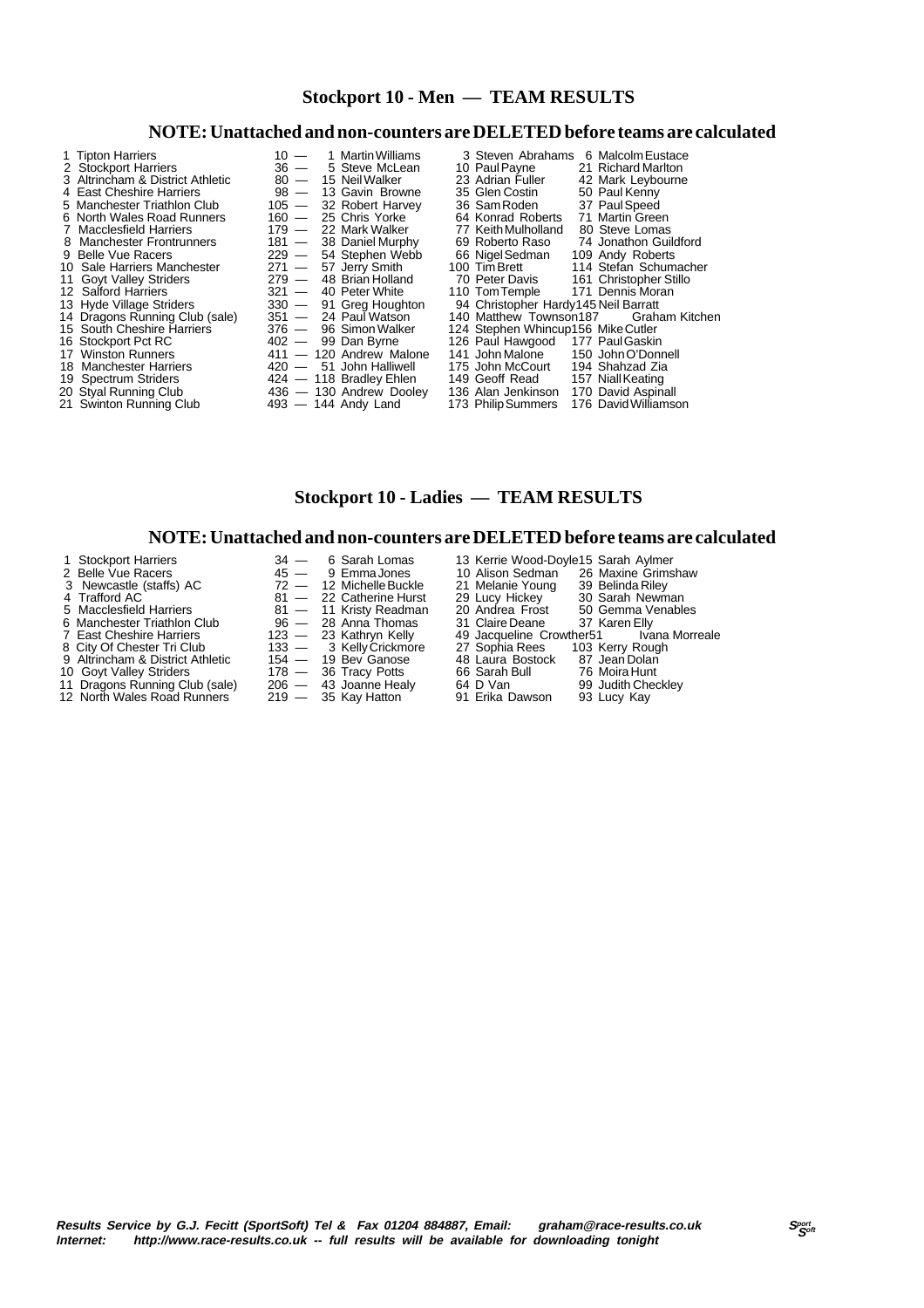## Stockport 10 - Men — TEAM RESULTS

### NOTE: Unattached and non-counters are DELETED before teams are calculated

| | | | | | |
|---|---|---|---|---|---|
| 1 Tipton Harriers | 10 — | 1 Martin Williams | 3 Steven Abrahams | 6 Malcolm Eustace | |
| 2 Stockport Harriers | 36 — | 5 Steve McLean | 10 Paul Payne | 21 Richard Marlton | |
| 3 Altrincham & District Athletic | 80 — | 15 Neil Walker | 23 Adrian Fuller | 42 Mark Leybourne | |
| 4 East Cheshire Harriers | 98 — | 13 Gavin Browne | 35 Glen Costin | 50 Paul Kenny | |
| 5 Manchester Triathlon Club | 105 — | 32 Robert Harvey | 36 Sam Roden | 37 Paul Speed | |
| 6 North Wales Road Runners | 160 — | 25 Chris Yorke | 64 Konrad Roberts | 71 Martin Green | |
| 7 Macclesfield Harriers | 179 — | 22 Mark Walker | 77 Keith Mulholland | 80 Steve Lomas | |
| 8 Manchester Frontrunners | 181 — | 38 Daniel Murphy | 69 Roberto Raso | 74 Jonathon Guildford | |
| 9 Belle Vue Racers | 229 — | 54 Stephen Webb | 66 Nigel Sedman | 109 Andy Roberts | |
| 10 Sale Harriers Manchester | 271 — | 57 Jerry Smith | 100 Tim Brett | 114 Stefan Schumacher | |
| 11 Goyt Valley Striders | 279 — | 48 Brian Holland | 70 Peter Davis | 161 Christopher Stillo | |
| 12 Salford Harriers | 321 — | 40 Peter White | 110 Tom Temple | 171 Dennis Moran | |
| 13 Hyde Village Striders | 330 — | 91 Greg Houghton | 94 Christopher Hardy | 145 Neil Barratt | |
| 14 Dragons Running Club (sale) | 351 — | 24 Paul Watson | 140 Matthew Townson | 187 Graham Kitchen | |
| 15 South Cheshire Harriers | 376 — | 96 Simon Walker | 124 Stephen Whincup | 156 Mike Cutler | |
| 16 Stockport Pct RC | 402 — | 99 Dan Byrne | 126 Paul Hawgood | 177 Paul Gaskin | |
| 17 Winston Runners | 411 — | 120 Andrew Malone | 141 John Malone | 150 John O'Donnell | |
| 18 Manchester Harriers | 420 — | 51 John Halliwell | 175 John McCourt | 194 Shahzad Zia | |
| 19 Spectrum Striders | 424 — | 118 Bradley Ehlen | 149 Geoff Read | 157 Niall Keating | |
| 20 Styal Running Club | 436 — | 130 Andrew Dooley | 136 Alan Jenkinson | 170 David Aspinall | |
| 21 Swinton Running Club | 493 — | 144 Andy Land | 173 Philip Summers | 176 David Williamson | |

## Stockport 10 - Ladies — TEAM RESULTS

### NOTE: Unattached and non-counters are DELETED before teams are calculated

| | | | | |
|---|---|---|---|---|
| 1 Stockport Harriers | 34 — | 6 Sarah Lomas | 13 Kerrie Wood-Doyle | 15 Sarah Aylmer |
| 2 Belle Vue Racers | 45 — | 9 Emma Jones | 10 Alison Sedman | 26 Maxine Grimshaw |
| 3 Newcastle (staffs) AC | 72 — | 12 Michelle Buckle | 21 Melanie Young | 39 Belinda Riley |
| 4 Trafford AC | 81 — | 22 Catherine Hurst | 29 Lucy Hickey | 30 Sarah Newman |
| 5 Macclesfield Harriers | 81 — | 11 Kristy Readman | 20 Andrea Frost | 50 Gemma Venables |
| 6 Manchester Triathlon Club | 96 — | 28 Anna Thomas | 31 Claire Deane | 37 Karen Elly |
| 7 East Cheshire Harriers | 123 — | 23 Kathryn Kelly | 49 Jacqueline Crowther | 51 Ivana Morreale |
| 8 City Of Chester Tri Club | 133 — | 3 Kelly Crickmore | 27 Sophia Rees | 103 Kerry Rough |
| 9 Altrincham & District Athletic | 154 — | 19 Bev Ganose | 48 Laura Bostock | 87 Jean Dolan |
| 10 Goyt Valley Striders | 178 — | 36 Tracy Potts | 66 Sarah Bull | 76 Moira Hunt |
| 11 Dragons Running Club (sale) | 206 — | 43 Joanne Healy | 64 D Van | 99 Judith Checkley |
| 12 North Wales Road Runners | 219 — | 35 Kay Hatton | 91 Erika Dawson | 93 Lucy Kay |

***Results Service by G.J. Fecitt (SportSoft) Tel & Fax 01204 884887, Email: graham@race-results.co.uk***
***Internet: http://www.race-results.co.uk -- full results will be available for downloading tonight***